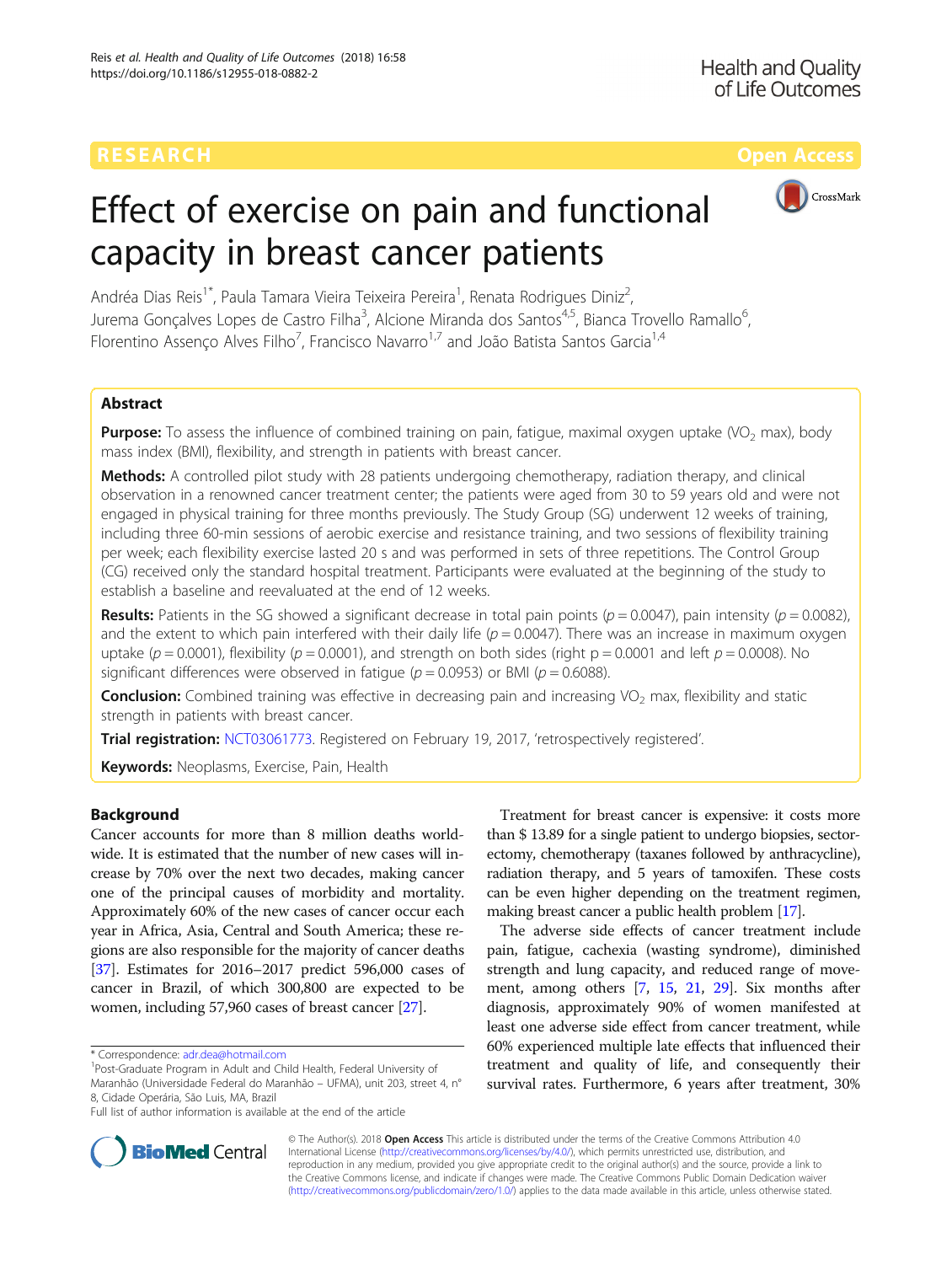# Effect of exercise on pain and functional capacity in breast cancer patients

Andréa Dias Reis[1*], Paula Tamara Vieira Teixeira Pereira[1], Renata Rodrigues Diniz[2], Jurema Gonçalves Lopes de Castro Filha[3], Alcione Miranda dos Santos[4,5], Bianca Trovello Ramallo[6], Florentino Assenço Alves Filho[7], Francisco Navarro[1,7] and João Batista Santos Garcia[1,4]

## Abstract

**Purpose:** To assess the influence of combined training on pain, fatigue, maximal oxygen uptake ($VO_2$ max), body mass index (BMI), flexibility, and strength in patients with breast cancer.

**Methods:** A controlled pilot study with 28 patients undergoing chemotherapy, radiation therapy, and clinical observation in a renowned cancer treatment center; the patients were aged from 30 to 59 years old and were not engaged in physical training for three months previously. The Study Group (SG) underwent 12 weeks of training, including three 60-min sessions of aerobic exercise and resistance training, and two sessions of flexibility training per week; each flexibility exercise lasted 20 s and was performed in sets of three repetitions. The Control Group (CG) received only the standard hospital treatment. Participants were evaluated at the beginning of the study to establish a baseline and reevaluated at the end of 12 weeks.

**Results:** Patients in the SG showed a significant decrease in total pain points ($p = 0.0047$), pain intensity ($p = 0.0082$), and the extent to which pain interfered with their daily life ($p = 0.0047$). There was an increase in maximum oxygen uptake ($p = 0.0001$), flexibility ($p = 0.0001$), and strength on both sides (right $p = 0.0001$ and left $p = 0.0008$). No significant differences were observed in fatigue ($p = 0.0953$) or BMI ($p = 0.6088$).

**Conclusion:** Combined training was effective in decreasing pain and increasing $VO_2$ max, flexibility and static strength in patients with breast cancer.

**Trial registration:** NCT03061773. Registered on February 19, 2017, 'retrospectively registered'.

**Keywords:** Neoplasms, Exercise, Pain, Health

## Background

Cancer accounts for more than 8 million deaths worldwide. It is estimated that the number of new cases will increase by 70% over the next two decades, making cancer one of the principal causes of morbidity and mortality. Approximately 60% of the new cases of cancer occur each year in Africa, Asia, Central and South America; these regions are also responsible for the majority of cancer deaths [37]. Estimates for 2016–2017 predict 596,000 cases of cancer in Brazil, of which 300,800 are expected to be women, including 57,960 cases of breast cancer [27].

Treatment for breast cancer is expensive: it costs more than $ 13.89 for a single patient to undergo biopsies, sectorectomy, chemotherapy (taxanes followed by anthracycline), radiation therapy, and 5 years of tamoxifen. These costs can be even higher depending on the treatment regimen, making breast cancer a public health problem [17].

The adverse side effects of cancer treatment include pain, fatigue, cachexia (wasting syndrome), diminished strength and lung capacity, and reduced range of movement, among others [7, 15, 21, 29]. Six months after diagnosis, approximately 90% of women manifested at least one adverse side effect from cancer treatment, while 60% experienced multiple late effects that influenced their treatment and quality of life, and consequently their survival rates. Furthermore, 6 years after treatment, 30%

\* Correspondence: adr.dea@hotmail.com
[1]Post-Graduate Program in Adult and Child Health, Federal University of Maranhão (Universidade Federal do Maranhão – UFMA), unit 203, street 4, n° 8, Cidade Operária, São Luis, MA, Brazil
Full list of author information is available at the end of the article

© The Author(s). 2018 **Open Access** This article is distributed under the terms of the Creative Commons Attribution 4.0 International License (http://creativecommons.org/licenses/by/4.0/), which permits unrestricted use, distribution, and reproduction in any medium, provided you give appropriate credit to the original author(s) and the source, provide a link to the Creative Commons license, and indicate if changes were made. The Creative Commons Public Domain Dedication waiver (http://creativecommons.org/publicdomain/zero/1.0/) applies to the data made available in this article, unless otherwise stated.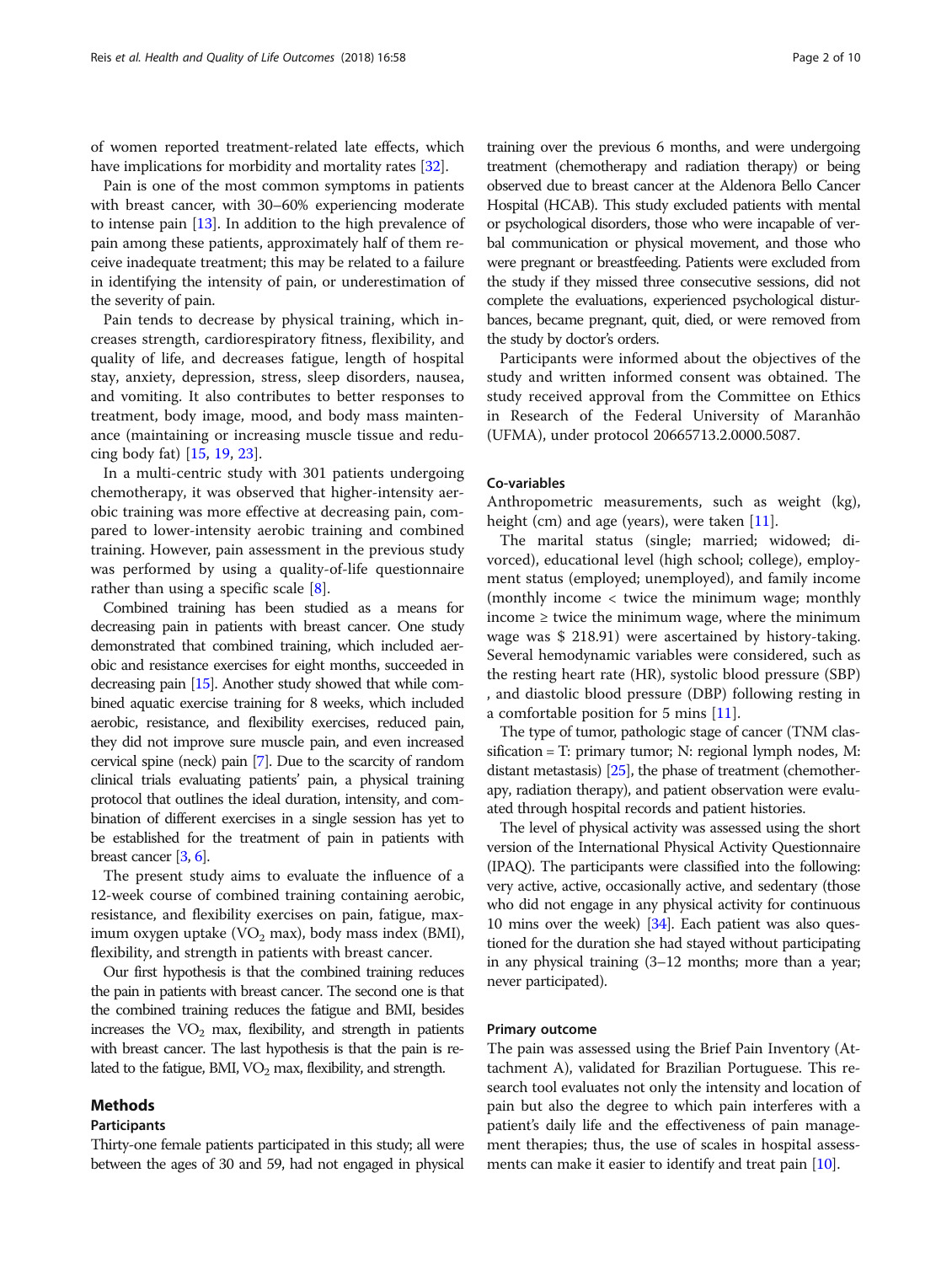of women reported treatment-related late effects, which have implications for morbidity and mortality rates [32].

Pain is one of the most common symptoms in patients with breast cancer, with 30–60% experiencing moderate to intense pain [13]. In addition to the high prevalence of pain among these patients, approximately half of them receive inadequate treatment; this may be related to a failure in identifying the intensity of pain, or underestimation of the severity of pain.

Pain tends to decrease by physical training, which increases strength, cardiorespiratory fitness, flexibility, and quality of life, and decreases fatigue, length of hospital stay, anxiety, depression, stress, sleep disorders, nausea, and vomiting. It also contributes to better responses to treatment, body image, mood, and body mass maintenance (maintaining or increasing muscle tissue and reducing body fat) [15, 19, 23].

In a multi-centric study with 301 patients undergoing chemotherapy, it was observed that higher-intensity aerobic training was more effective at decreasing pain, compared to lower-intensity aerobic training and combined training. However, pain assessment in the previous study was performed by using a quality-of-life questionnaire rather than using a specific scale [8].

Combined training has been studied as a means for decreasing pain in patients with breast cancer. One study demonstrated that combined training, which included aerobic and resistance exercises for eight months, succeeded in decreasing pain [15]. Another study showed that while combined aquatic exercise training for 8 weeks, which included aerobic, resistance, and flexibility exercises, reduced pain, they did not improve sure muscle pain, and even increased cervical spine (neck) pain [7]. Due to the scarcity of random clinical trials evaluating patients' pain, a physical training protocol that outlines the ideal duration, intensity, and combination of different exercises in a single session has yet to be established for the treatment of pain in patients with breast cancer [3, 6].

The present study aims to evaluate the influence of a 12-week course of combined training containing aerobic, resistance, and flexibility exercises on pain, fatigue, maximum oxygen uptake ($VO_2$ max), body mass index (BMI), flexibility, and strength in patients with breast cancer.

Our first hypothesis is that the combined training reduces the pain in patients with breast cancer. The second one is that the combined training reduces the fatigue and BMI, besides increases the $VO_2$ max, flexibility, and strength in patients with breast cancer. The last hypothesis is that the pain is related to the fatigue, BMI, $VO_2$ max, flexibility, and strength.

## Methods

### Participants

Thirty-one female patients participated in this study; all were between the ages of 30 and 59, had not engaged in physical training over the previous 6 months, and were undergoing treatment (chemotherapy and radiation therapy) or being observed due to breast cancer at the Aldenora Bello Cancer Hospital (HCAB). This study excluded patients with mental or psychological disorders, those who were incapable of verbal communication or physical movement, and those who were pregnant or breastfeeding. Patients were excluded from the study if they missed three consecutive sessions, did not complete the evaluations, experienced psychological disturbances, became pregnant, quit, died, or were removed from the study by doctor's orders.

Participants were informed about the objectives of the study and written informed consent was obtained. The study received approval from the Committee on Ethics in Research of the Federal University of Maranhão (UFMA), under protocol 20665713.2.0000.5087.

### Co-variables

Anthropometric measurements, such as weight (kg), height (cm) and age (years), were taken [11].

The marital status (single; married; widowed; divorced), educational level (high school; college), employment status (employed; unemployed), and family income (monthly income < twice the minimum wage; monthly income ≥ twice the minimum wage, where the minimum wage was $ 218.91) were ascertained by history-taking. Several hemodynamic variables were considered, such as the resting heart rate (HR), systolic blood pressure (SBP), and diastolic blood pressure (DBP) following resting in a comfortable position for 5 mins [11].

The type of tumor, pathologic stage of cancer (TNM classification = T: primary tumor; N: regional lymph nodes, M: distant metastasis) [25], the phase of treatment (chemotherapy, radiation therapy), and patient observation were evaluated through hospital records and patient histories.

The level of physical activity was assessed using the short version of the International Physical Activity Questionnaire (IPAQ). The participants were classified into the following: very active, active, occasionally active, and sedentary (those who did not engage in any physical activity for continuous 10 mins over the week) [34]. Each patient was also questioned for the duration she had stayed without participating in any physical training (3–12 months; more than a year; never participated).

### Primary outcome

The pain was assessed using the Brief Pain Inventory (Attachment A), validated for Brazilian Portuguese. This research tool evaluates not only the intensity and location of pain but also the degree to which pain interferes with a patient's daily life and the effectiveness of pain management therapies; thus, the use of scales in hospital assessments can make it easier to identify and treat pain [10].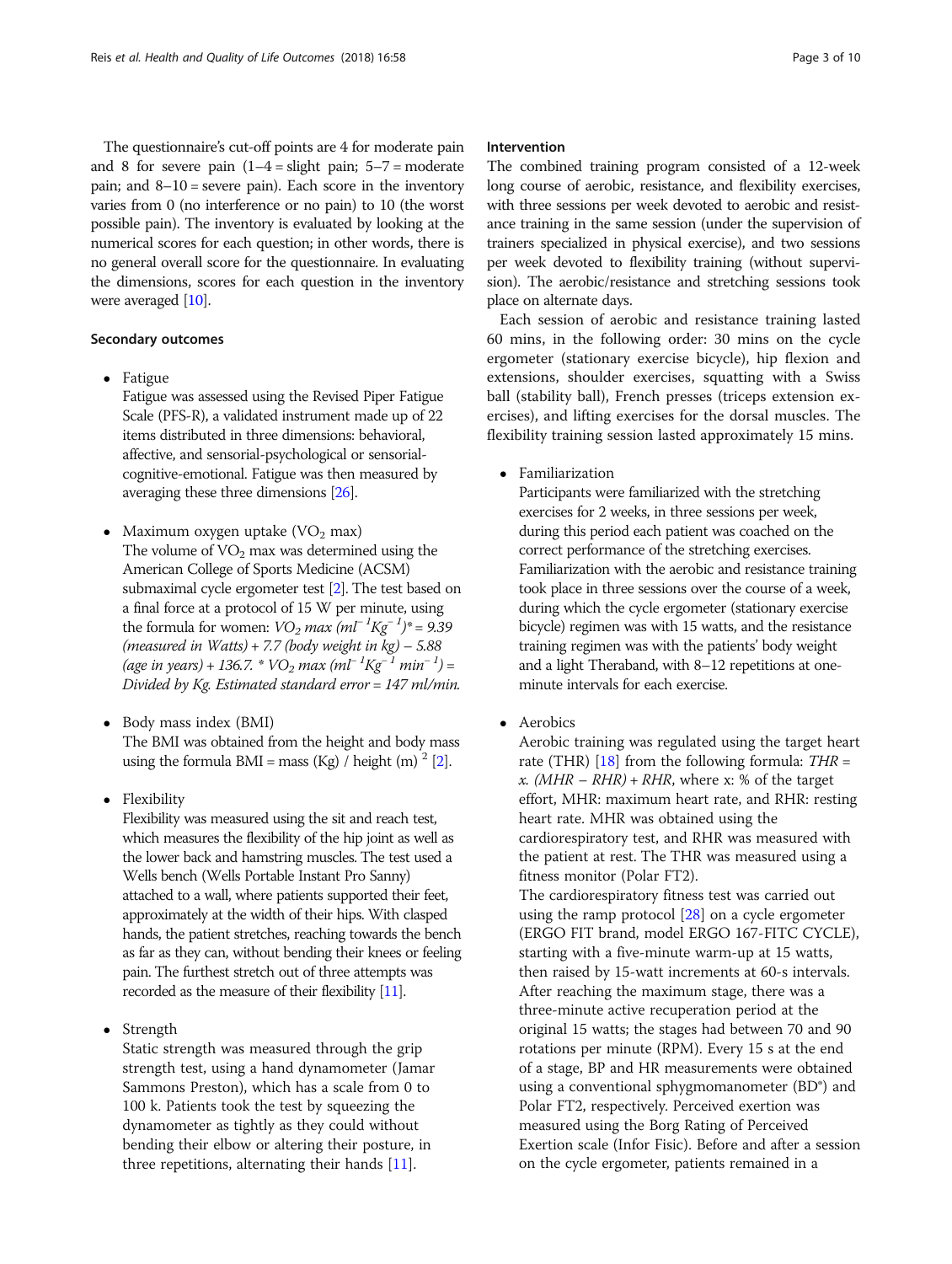The questionnaire's cut-off points are 4 for moderate pain and 8 for severe pain (1–4 = slight pain; 5–7 = moderate pain; and 8–10 = severe pain). Each score in the inventory varies from 0 (no interference or no pain) to 10 (the worst possible pain). The inventory is evaluated by looking at the numerical scores for each question; in other words, there is no general overall score for the questionnaire. In evaluating the dimensions, scores for each question in the inventory were averaged [10].

### Secondary outcomes

- Fatigue

  Fatigue was assessed using the Revised Piper Fatigue Scale (PFS-R), a validated instrument made up of 22 items distributed in three dimensions: behavioral, affective, and sensorial-psychological or sensorial-cognitive-emotional. Fatigue was then measured by averaging these three dimensions [26].

- Maximum oxygen uptake ($VO_2$ max)

  The volume of $VO_2$ max was determined using the American College of Sports Medicine (ACSM) submaximal cycle ergometer test [2]. The test based on a final force at a protocol of 15 W per minute, using the formula for women: *$VO_2$ max ($ml^{-1}Kg^{-1}$)\* = 9.39 (measured in Watts) + 7.7 (body weight in kg) – 5.88 (age in years) + 136.7. \* $VO_2$ max ($ml^{-1}Kg^{-1}$ $min^{-1}$) = Divided by Kg. Estimated standard error = 147 ml/min.*

- Body mass index (BMI)

  The BMI was obtained from the height and body mass using the formula BMI = mass (Kg) / height $(m)^2$ [2].

- Flexibility

  Flexibility was measured using the sit and reach test, which measures the flexibility of the hip joint as well as the lower back and hamstring muscles. The test used a Wells bench (Wells Portable Instant Pro Sanny) attached to a wall, where patients supported their feet, approximately at the width of their hips. With clasped hands, the patient stretches, reaching towards the bench as far as they can, without bending their knees or feeling pain. The furthest stretch out of three attempts was recorded as the measure of their flexibility [11].

- Strength

  Static strength was measured through the grip strength test, using a hand dynamometer (Jamar Sammons Preston), which has a scale from 0 to 100 k. Patients took the test by squeezing the dynamometer as tightly as they could without bending their elbow or altering their posture, in three repetitions, alternating their hands [11].

### Intervention

The combined training program consisted of a 12-week long course of aerobic, resistance, and flexibility exercises, with three sessions per week devoted to aerobic and resistance training in the same session (under the supervision of trainers specialized in physical exercise), and two sessions per week devoted to flexibility training (without supervision). The aerobic/resistance and stretching sessions took place on alternate days.

Each session of aerobic and resistance training lasted 60 mins, in the following order: 30 mins on the cycle ergometer (stationary exercise bicycle), hip flexion and extensions, shoulder exercises, squatting with a Swiss ball (stability ball), French presses (triceps extension exercises), and lifting exercises for the dorsal muscles. The flexibility training session lasted approximately 15 mins.

- Familiarization

  Participants were familiarized with the stretching exercises for 2 weeks, in three sessions per week, during this period each patient was coached on the correct performance of the stretching exercises. Familiarization with the aerobic and resistance training took place in three sessions over the course of a week, during which the cycle ergometer (stationary exercise bicycle) regimen was with 15 watts, and the resistance training regimen was with the patients' body weight and a light Theraband, with 8–12 repetitions at one-minute intervals for each exercise.

- Aerobics

  Aerobic training was regulated using the target heart rate (THR) [18] from the following formula: *THR = x. (MHR − RHR) + RHR*, where x: % of the target effort, MHR: maximum heart rate, and RHR: resting heart rate. MHR was obtained using the cardiorespiratory test, and RHR was measured with the patient at rest. The THR was measured using a fitness monitor (Polar FT2).

  The cardiorespiratory fitness test was carried out using the ramp protocol [28] on a cycle ergometer (ERGO FIT brand, model ERGO 167-FITC CYCLE), starting with a five-minute warm-up at 15 watts, then raised by 15-watt increments at 60-s intervals. After reaching the maximum stage, there was a three-minute active recuperation period at the original 15 watts; the stages had between 70 and 90 rotations per minute (RPM). Every 15 s at the end of a stage, BP and HR measurements were obtained using a conventional sphygmomanometer (BD®) and Polar FT2, respectively. Perceived exertion was measured using the Borg Rating of Perceived Exertion scale (Infor Fisic). Before and after a session on the cycle ergometer, patients remained in a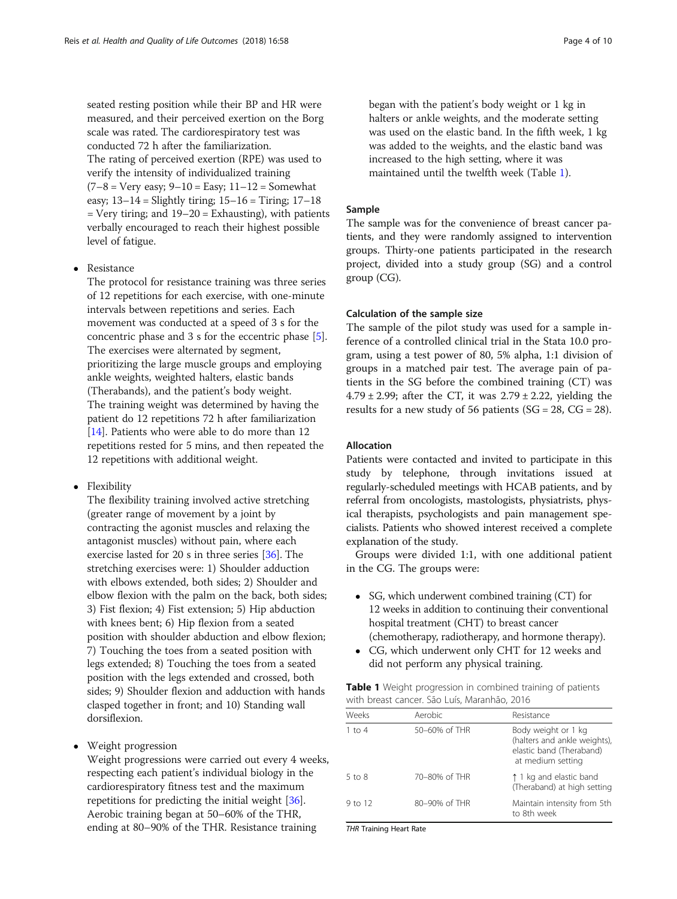seated resting position while their BP and HR were measured, and their perceived exertion on the Borg scale was rated. The cardiorespiratory test was conducted 72 h after the familiarization.
The rating of perceived exertion (RPE) was used to verify the intensity of individualized training (7–8 = Very easy; 9–10 = Easy; 11–12 = Somewhat easy; 13–14 = Slightly tiring; 15–16 = Tiring; 17–18 = Very tiring; and 19–20 = Exhausting), with patients verbally encouraged to reach their highest possible level of fatigue.

- Resistance
  The protocol for resistance training was three series of 12 repetitions for each exercise, with one-minute intervals between repetitions and series. Each movement was conducted at a speed of 3 s for the concentric phase and 3 s for the eccentric phase [5]. The exercises were alternated by segment, prioritizing the large muscle groups and employing ankle weights, weighted halters, elastic bands (Therabands), and the patient's body weight.
  The training weight was determined by having the patient do 12 repetitions 72 h after familiarization [14]. Patients who were able to do more than 12 repetitions rested for 5 mins, and then repeated the 12 repetitions with additional weight.

- Flexibility
  The flexibility training involved active stretching (greater range of movement by a joint by contracting the agonist muscles and relaxing the antagonist muscles) without pain, where each exercise lasted for 20 s in three series [36]. The stretching exercises were: 1) Shoulder adduction with elbows extended, both sides; 2) Shoulder and elbow flexion with the palm on the back, both sides; 3) Fist flexion; 4) Fist extension; 5) Hip abduction with knees bent; 6) Hip flexion from a seated position with shoulder abduction and elbow flexion; 7) Touching the toes from a seated position with legs extended; 8) Touching the toes from a seated position with the legs extended and crossed, both sides; 9) Shoulder flexion and adduction with hands clasped together in front; and 10) Standing wall dorsiflexion.

- Weight progression
  Weight progressions were carried out every 4 weeks, respecting each patient's individual biology in the cardiorespiratory fitness test and the maximum repetitions for predicting the initial weight [36]. Aerobic training began at 50–60% of the THR, ending at 80–90% of the THR. Resistance training began with the patient's body weight or 1 kg in halters or ankle weights, and the moderate setting was used on the elastic band. In the fifth week, 1 kg was added to the weights, and the elastic band was increased to the high setting, where it was maintained until the twelfth week (Table 1).

## Sample

The sample was for the convenience of breast cancer patients, and they were randomly assigned to intervention groups. Thirty-one patients participated in the research project, divided into a study group (SG) and a control group (CG).

## Calculation of the sample size

The sample of the pilot study was used for a sample inference of a controlled clinical trial in the Stata 10.0 program, using a test power of 80, 5% alpha, 1:1 division of groups in a matched pair test. The average pain of patients in the SG before the combined training (CT) was $4.79 \pm 2.99$; after the CT, it was $2.79 \pm 2.22$, yielding the results for a new study of 56 patients (SG = 28, CG = 28).

## Allocation

Patients were contacted and invited to participate in this study by telephone, through invitations issued at regularly-scheduled meetings with HCAB patients, and by referral from oncologists, mastologists, physiatrists, physical therapists, psychologists and pain management specialists. Patients who showed interest received a complete explanation of the study.

Groups were divided 1:1, with one additional patient in the CG. The groups were:

- SG, which underwent combined training (CT) for 12 weeks in addition to continuing their conventional hospital treatment (CHT) to breast cancer (chemotherapy, radiotherapy, and hormone therapy).
- CG, which underwent only CHT for 12 weeks and did not perform any physical training.

**Table 1** Weight progression in combined training of patients with breast cancer. São Luís, Maranhão, 2016

| Weeks | Aerobic | Resistance |
| --- | --- | --- |
| 1 to 4 | 50–60% of THR | Body weight or 1 kg (halters and ankle weights), elastic band (Theraband) at medium setting |
| 5 to 8 | 70–80% of THR | ↑ 1 kg and elastic band (Theraband) at high setting |
| 9 to 12 | 80–90% of THR | Maintain intensity from 5th to 8th week |

*THR* Training Heart Rate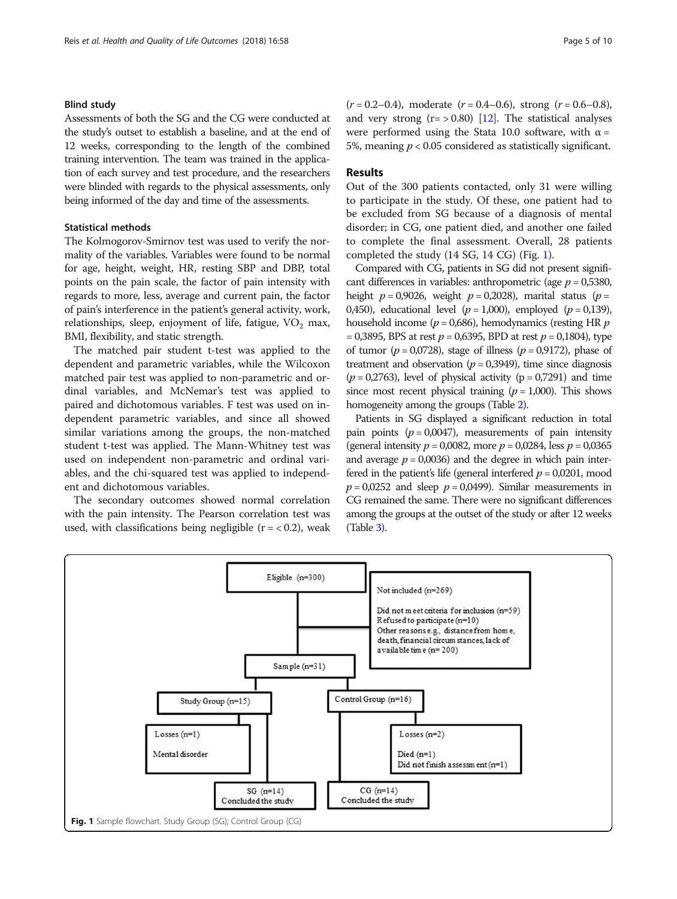### Blind study

Assessments of both the SG and the CG were conducted at the study's outset to establish a baseline, and at the end of 12 weeks, corresponding to the length of the combined training intervention. The team was trained in the application of each survey and test procedure, and the researchers were blinded with regards to the physical assessments, only being informed of the day and time of the assessments.

### Statistical methods

The Kolmogorov-Smirnov test was used to verify the normality of the variables. Variables were found to be normal for age, height, weight, HR, resting SBP and DBP, total points on the pain scale, the factor of pain intensity with regards to more, less, average and current pain, the factor of pain's interference in the patient's general activity, work, relationships, sleep, enjoyment of life, fatigue, $VO_2$ max, BMI, flexibility, and static strength.

The matched pair student t-test was applied to the dependent and parametric variables, while the Wilcoxon matched pair test was applied to non-parametric and ordinal variables, and McNemar's test was applied to paired and dichotomous variables. F test was used on independent parametric variables, and since all showed similar variations among the groups, the non-matched student t-test was applied. The Mann-Whitney test was used on independent non-parametric and ordinal variables, and the chi-squared test was applied to independent and dichotomous variables.

The secondary outcomes showed normal correlation with the pain intensity. The Pearson correlation test was used, with classifications being negligible ($r = < 0.2$), weak ($r = 0.2–0.4$), moderate ($r = 0.4–0.6$), strong ($r = 0.6–0.8$), and very strong ($r = > 0.80$) [12]. The statistical analyses were performed using the Stata 10.0 software, with $\alpha = 5\%$, meaning $p < 0.05$ considered as statistically significant.

## Results

Out of the 300 patients contacted, only 31 were willing to participate in the study. Of these, one patient had to be excluded from SG because of a diagnosis of mental disorder; in CG, one patient died, and another one failed to complete the final assessment. Overall, 28 patients completed the study (14 SG, 14 CG) (Fig. 1).

Compared with CG, patients in SG did not present significant differences in variables: anthropometric (age $p = 0{,}5380$, height $p = 0{,}9026$, weight $p = 0{,}2028$), marital status ($p = 0{,}450$), educational level ($p = 1{,}000$), employed ($p = 0{,}139$), household income ($p = 0{,}686$), hemodynamics (resting HR $p = 0{,}3895$, BPS at rest $p = 0{,}6395$, BPD at rest $p = 0{,}1804$), type of tumor ($p = 0{,}0728$), stage of illness ($p = 0{,}9172$), phase of treatment and observation ($p = 0{,}3949$), time since diagnosis ($p = 0{,}2763$), level of physical activity ($p = 0{,}7291$) and time since most recent physical training ($p = 1{,}000$). This shows homogeneity among the groups (Table 2).

Patients in SG displayed a significant reduction in total pain points ($p = 0{,}0047$), measurements of pain intensity (general intensity $p = 0{,}0082$, more $p = 0{,}0284$, less $p = 0{,}0365$ and average $p = 0{,}0036$) and the degree in which pain interfered in the patient's life (general interfered $p = 0{,}0201$, mood $p = 0{,}0252$ and sleep $p = 0{,}0499$). Similar measurements in CG remained the same. There were no significant differences among the groups at the outset of the study or after 12 weeks (Table 3).

**Fig. 1** Sample flowchart. Study Group (SG); Control Group (CG)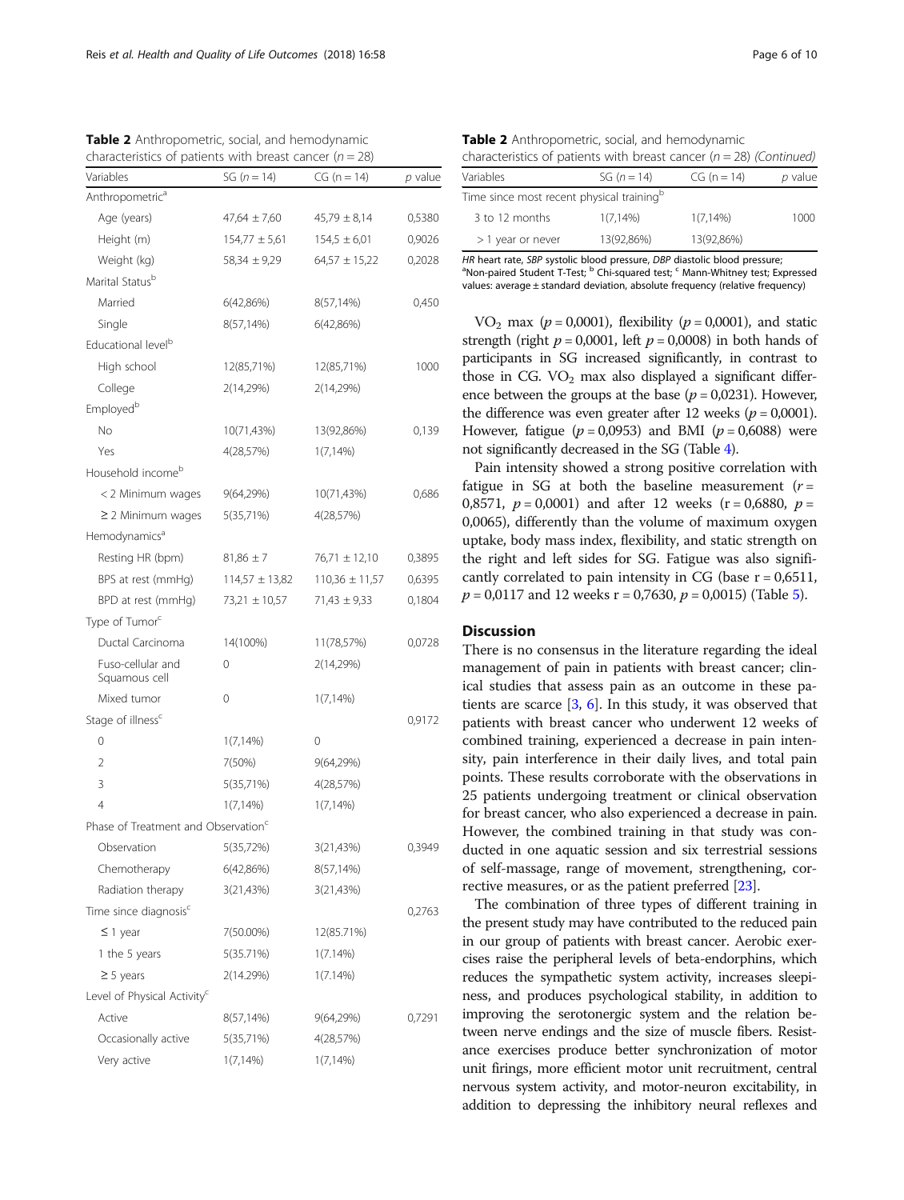**Table 2** Anthropometric, social, and hemodynamic characteristics of patients with breast cancer ($n = 28$)

| Variables | SG ($n = 14$) | CG (n = 14) | *p* value |
|---|---|---|---|
| Anthropometric[a] | | | |
| Age (years) | 47,64 ± 7,60 | 45,79 ± 8,14 | 0,5380 |
| Height (m) | 154,77 ± 5,61 | 154,5 ± 6,01 | 0,9026 |
| Weight (kg) | 58,34 ± 9,29 | 64,57 ± 15,22 | 0,2028 |
| Marital Status[b] | | | |
| Married | 6(42,86%) | 8(57,14%) | 0,450 |
| Single | 8(57,14%) | 6(42,86%) | |
| Educational level[b] | | | |
| High school | 12(85,71%) | 12(85,71%) | 1000 |
| College | 2(14,29%) | 2(14,29%) | |
| Employed[b] | | | |
| No | 10(71,43%) | 13(92,86%) | 0,139 |
| Yes | 4(28,57%) | 1(7,14%) | |
| Household income[b] | | | |
| < 2 Minimum wages | 9(64,29%) | 10(71,43%) | 0,686 |
| ≥ 2 Minimum wages | 5(35,71%) | 4(28,57%) | |
| Hemodynamics[a] | | | |
| Resting HR (bpm) | 81,86 ± 7 | 76,71 ± 12,10 | 0,3895 |
| BPS at rest (mmHg) | 114,57 ± 13,82 | 110,36 ± 11,57 | 0,6395 |
| BPD at rest (mmHg) | 73,21 ± 10,57 | 71,43 ± 9,33 | 0,1804 |
| Type of Tumor[c] | | | |
| Ductal Carcinoma | 14(100%) | 11(78,57%) | 0,0728 |
| Fuso-cellular and Squamous cell | 0 | 2(14,29%) | |
| Mixed tumor | 0 | 1(7,14%) | |
| Stage of illness[c] | | | 0,9172 |
| 0 | 1(7,14%) | 0 | |
| 2 | 7(50%) | 9(64,29%) | |
| 3 | 5(35,71%) | 4(28,57%) | |
| 4 | 1(7,14%) | 1(7,14%) | |
| Phase of Treatment and Observation[c] | | | |
| Observation | 5(35,72%) | 3(21,43%) | 0,3949 |
| Chemotherapy | 6(42,86%) | 8(57,14%) | |
| Radiation therapy | 3(21,43%) | 3(21,43%) | |
| Time since diagnosis[c] | | | 0,2763 |
| ≤ 1 year | 7(50.00%) | 12(85.71%) | |
| 1 the 5 years | 5(35.71%) | 1(7.14%) | |
| ≥ 5 years | 2(14.29%) | 1(7.14%) | |
| Level of Physical Activity[c] | | | |
| Active | 8(57,14%) | 9(64,29%) | 0,7291 |
| Occasionally active | 5(35,71%) | 4(28,57%) | |
| Very active | 1(7,14%) | 1(7,14%) | |
| Time since most recent physical training[b] | | | |
| 3 to 12 months | 1(7,14%) | 1(7,14%) | 1000 |
| > 1 year or never | 13(92,86%) | 13(92,86%) | |

*HR* heart rate, *SBP* systolic blood pressure, *DBP* diastolic blood pressure; [a]Non-paired Student T-Test; [b] Chi-squared test; [c] Mann-Whitney test; Expressed values: average ± standard deviation, absolute frequency (relative frequency)

$VO_2$ max ($p = 0,0001$), flexibility ($p = 0,0001$), and static strength (right $p = 0,0001$, left $p = 0,0008$) in both hands of participants in SG increased significantly, in contrast to those in CG. $VO_2$ max also displayed a significant difference between the groups at the base ($p = 0,0231$). However, the difference was even greater after 12 weeks ($p = 0,0001$). However, fatigue ($p = 0,0953$) and BMI ($p = 0,6088$) were not significantly decreased in the SG (Table 4).

Pain intensity showed a strong positive correlation with fatigue in SG at both the baseline measurement ($r = 0,8571$, $p = 0,0001$) and after 12 weeks ($r = 0,6880$, $p = 0,0065$), differently than the volume of maximum oxygen uptake, body mass index, flexibility, and static strength on the right and left sides for SG. Fatigue was also significantly correlated to pain intensity in CG (base $r = 0,6511$, $p = 0,0117$ and 12 weeks $r = 0,7630$, $p = 0,0015$) (Table 5).

## Discussion

There is no consensus in the literature regarding the ideal management of pain in patients with breast cancer; clinical studies that assess pain as an outcome in these patients are scarce [3, 6]. In this study, it was observed that patients with breast cancer who underwent 12 weeks of combined training, experienced a decrease in pain intensity, pain interference in their daily lives, and total pain points. These results corroborate with the observations in 25 patients undergoing treatment or clinical observation for breast cancer, who also experienced a decrease in pain. However, the combined training in that study was conducted in one aquatic session and six terrestrial sessions of self-massage, range of movement, strengthening, corrective measures, or as the patient preferred [23].

The combination of three types of different training in the present study may have contributed to the reduced pain in our group of patients with breast cancer. Aerobic exercises raise the peripheral levels of beta-endorphins, which reduces the sympathetic system activity, increases sleepiness, and produces psychological stability, in addition to improving the serotonergic system and the relation between nerve endings and the size of muscle fibers. Resistance exercises produce better synchronization of motor unit firings, more efficient motor unit recruitment, central nervous system activity, and motor-neuron excitability, in addition to depressing the inhibitory neural reflexes and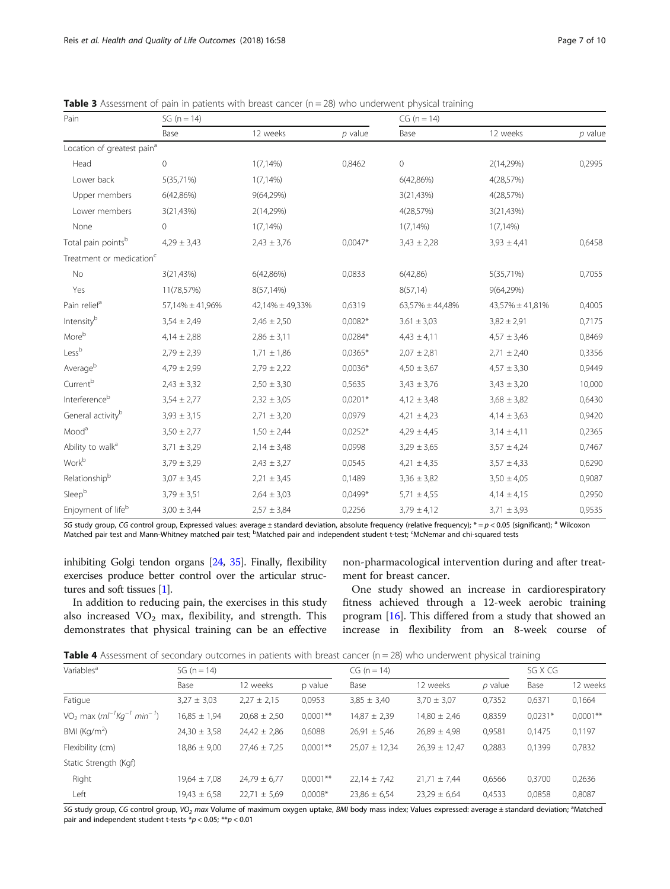**Table 3** Assessment of pain in patients with breast cancer (n = 28) who underwent physical training

| Pain | SG (n = 14) | | | CG (n = 14) | | |
|---|---|---|---|---|---|---|
| | Base | 12 weeks | *p* value | Base | 12 weeks | *p* value |
| Location of greatest pain[a] | | | | | | |
| Head | 0 | 1(7,14%) | 0,8462 | 0 | 2(14,29%) | 0,2995 |
| Lower back | 5(35,71%) | 1(7,14%) | | 6(42,86%) | 4(28,57%) | |
| Upper members | 6(42,86%) | 9(64,29%) | | 3(21,43%) | 4(28,57%) | |
| Lower members | 3(21,43%) | 2(14,29%) | | 4(28,57%) | 3(21,43%) | |
| None | 0 | 1(7,14%) | | 1(7,14%) | 1(7,14%) | |
| Total pain points[b] | 4,29 ± 3,43 | 2,43 ± 3,76 | 0,0047* | 3,43 ± 2,28 | 3,93 ± 4,41 | 0,6458 |
| Treatment or medication[c] | | | | | | |
| No | 3(21,43%) | 6(42,86%) | 0,0833 | 6(42,86) | 5(35,71%) | 0,7055 |
| Yes | 11(78,57%) | 8(57,14%) | | 8(57,14) | 9(64,29%) | |
| Pain relief[a] | 57,14% ± 41,96% | 42,14% ± 49,33% | 0,6319 | 63,57% ± 44,48% | 43,57% ± 41,81% | 0,4005 |
| Intensity[b] | 3,54 ± 2,49 | 2,46 ± 2,50 | 0,0082* | 3.61 ± 3,03 | 3,82 ± 2,91 | 0,7175 |
| More[b] | 4,14 ± 2,88 | 2,86 ± 3,11 | 0,0284* | 4,43 ± 4,11 | 4,57 ± 3,46 | 0,8469 |
| Less[b] | 2,79 ± 2,39 | 1,71 ± 1,86 | 0,0365* | 2,07 ± 2,81 | 2,71 ± 2,40 | 0,3356 |
| Average[b] | 4,79 ± 2,99 | 2,79 ± 2,22 | 0,0036* | 4,50 ± 3,67 | 4,57 ± 3,30 | 0,9449 |
| Current[b] | 2,43 ± 3,32 | 2,50 ± 3,30 | 0,5635 | 3,43 ± 3,76 | 3,43 ± 3,20 | 10,000 |
| Interference[b] | 3,54 ± 2,77 | 2,32 ± 3,05 | 0,0201* | 4,12 ± 3,48 | 3,68 ± 3,82 | 0,6430 |
| General activity[b] | 3,93 ± 3,15 | 2,71 ± 3,20 | 0,0979 | 4,21 ± 4,23 | 4,14 ± 3,63 | 0,9420 |
| Mood[a] | 3,50 ± 2,77 | 1,50 ± 2,44 | 0,0252* | 4,29 ± 4,45 | 3,14 ± 4,11 | 0,2365 |
| Ability to walk[a] | 3,71 ± 3,29 | 2,14 ± 3,48 | 0,0998 | 3,29 ± 3,65 | 3,57 ± 4,24 | 0,7467 |
| Work[b] | 3,79 ± 3,29 | 2,43 ± 3,27 | 0,0545 | 4,21 ± 4,35 | 3,57 ± 4,33 | 0,6290 |
| Relationship[b] | 3,07 ± 3,45 | 2,21 ± 3,45 | 0,1489 | 3,36 ± 3,82 | 3,50 ± 4,05 | 0,9087 |
| Sleep[b] | 3,79 ± 3,51 | 2,64 ± 3,03 | 0,0499* | 5,71 ± 4,55 | 4,14 ± 4,15 | 0,2950 |
| Enjoyment of life[b] | 3,00 ± 3,44 | 2,57 ± 3,84 | 0,2256 | 3,79 ± 4,12 | 3,71 ± 3,93 | 0,9535 |

*SG* study group, *CG* control group, Expressed values: average ± standard deviation, absolute frequency (relative frequency); * = $p < 0.05$ (significant); [a] Wilcoxon Matched pair test and Mann-Whitney matched pair test; [b]Matched pair and independent student t-test; [c]McNemar and chi-squared tests

inhibiting Golgi tendon organs [24, 35]. Finally, flexibility exercises produce better control over the articular structures and soft tissues [1].

In addition to reducing pain, the exercises in this study also increased $VO_2$ max, flexibility, and strength. This demonstrates that physical training can be an effective non-pharmacological intervention during and after treatment for breast cancer.

One study showed an increase in cardiorespiratory fitness achieved through a 12-week aerobic training program [16]. This differed from a study that showed an increase in flexibility from an 8-week course of

**Table 4** Assessment of secondary outcomes in patients with breast cancer (n = 28) who underwent physical training

| Variables[a] | SG (n = 14) | | | CG (n = 14) | | | SG X CG | |
|---|---|---|---|---|---|---|---|---|
| | Base | 12 weeks | p value | Base | 12 weeks | *p* value | Base | 12 weeks |
| Fatigue | 3,27 ± 3,03 | 2,27 ± 2,15 | 0,0953 | 3,85 ± 3,40 | 3,70 ± 3,07 | 0,7352 | 0,6371 | 0,1664 |
| $VO_2$ max ($ml^{-1}Kg^{-1}$ $min^{-1}$) | 16,85 ± 1,94 | 20,68 ± 2,50 | 0,0001** | 14,87 ± 2,39 | 14,80 ± 2,46 | 0,8359 | 0,0231* | 0,0001** |
| BMI ($Kg/m^2$) | 24,30 ± 3,58 | 24,42 ± 2,86 | 0,6088 | 26,91 ± 5,46 | 26,89 ± 4,98 | 0,9581 | 0,1475 | 0,1197 |
| Flexibility (cm) | 18,86 ± 9,00 | 27,46 ± 7,25 | 0,0001** | 25,07 ± 12,34 | 26,39 ± 12,47 | 0,2883 | 0,1399 | 0,7832 |
| Static Strength (Kgf) | | | | | | | | |
| Right | 19,64 ± 7,08 | 24,79 ± 6,77 | 0,0001** | 22,14 ± 7,42 | 21,71 ± 7,44 | 0,6566 | 0,3700 | 0,2636 |
| Left | 19,43 ± 6,58 | 22,71 ± 5,69 | 0,0008* | 23,86 ± 6,54 | 23,29 ± 6,64 | 0,4533 | 0,0858 | 0,8087 |

*SG* study group, *CG* control group, *$VO_2$ max* Volume of maximum oxygen uptake, *BMI* body mass index; Values expressed: average ± standard deviation; [a]Matched pair and independent student t-tests *$p < 0.05$; **$p < 0.01$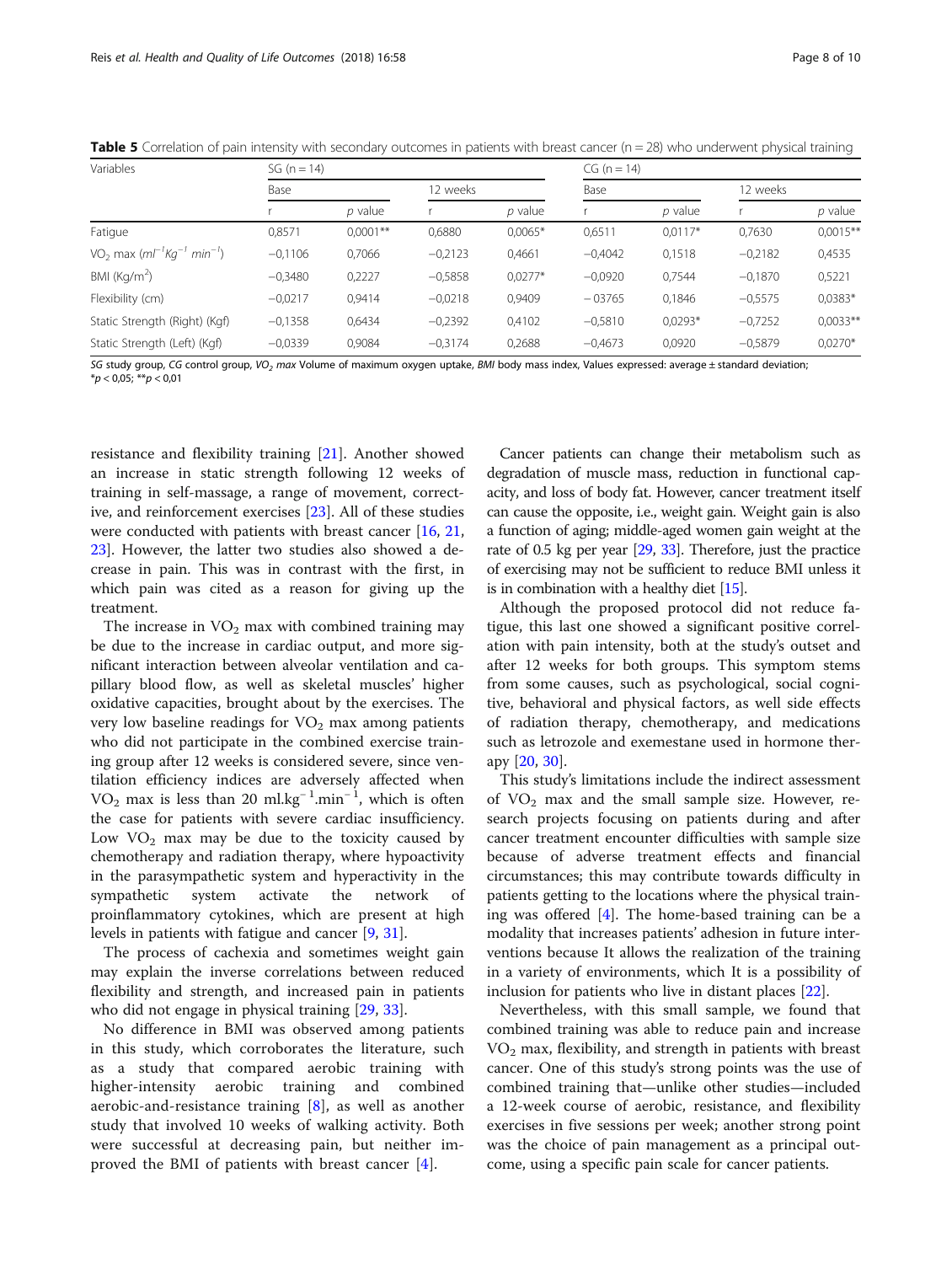**Table 5** Correlation of pain intensity with secondary outcomes in patients with breast cancer (n = 28) who underwent physical training

| Variables | SG (n = 14) | | | | CG (n = 14) | | | |
|---|---|---|---|---|---|---|---|---|
| | Base | | 12 weeks | | Base | | 12 weeks | |
| | r | *p* value | r | *p* value | r | *p* value | r | *p* value |
| Fatigue | 0,8571 | 0,0001** | 0,6880 | 0,0065* | 0,6511 | 0,0117* | 0,7630 | 0,0015** |
| $VO_2$ max ($ml^{-1}Kg^{-1}$ $min^{-1}$) | −0,1106 | 0,7066 | −0,2123 | 0,4661 | −0,4042 | 0,1518 | −0,2182 | 0,4535 |
| BMI ($Kg/m^2$) | −0,3480 | 0,2227 | −0,5858 | 0,0277* | −0,0920 | 0,7544 | −0,1870 | 0,5221 |
| Flexibility (cm) | −0,0217 | 0,9414 | −0,0218 | 0,9409 | − 03765 | 0,1846 | −0,5575 | 0,0383* |
| Static Strength (Right) (Kgf) | −0,1358 | 0,6434 | −0,2392 | 0,4102 | −0,5810 | 0,0293* | −0,7252 | 0,0033** |
| Static Strength (Left) (Kgf) | −0,0339 | 0,9084 | −0,3174 | 0,2688 | −0,4673 | 0,0920 | −0,5879 | 0,0270* |

*SG* study group, *CG* control group, *$VO_2$ max* Volume of maximum oxygen uptake, *BMI* body mass index, Values expressed: average ± standard deviation; *$p < 0,05$; **$p < 0,01$

resistance and flexibility training [21]. Another showed an increase in static strength following 12 weeks of training in self-massage, a range of movement, corrective, and reinforcement exercises [23]. All of these studies were conducted with patients with breast cancer [16, 21, 23]. However, the latter two studies also showed a decrease in pain. This was in contrast with the first, in which pain was cited as a reason for giving up the treatment.

The increase in $VO_2$ max with combined training may be due to the increase in cardiac output, and more significant interaction between alveolar ventilation and capillary blood flow, as well as skeletal muscles' higher oxidative capacities, brought about by the exercises. The very low baseline readings for $VO_2$ max among patients who did not participate in the combined exercise training group after 12 weeks is considered severe, since ventilation efficiency indices are adversely affected when $VO_2$ max is less than 20 $ml.kg^{-1}.min^{-1}$, which is often the case for patients with severe cardiac insufficiency. Low $VO_2$ max may be due to the toxicity caused by chemotherapy and radiation therapy, where hypoactivity in the parasympathetic system and hyperactivity in the sympathetic system activate the network of proinflammatory cytokines, which are present at high levels in patients with fatigue and cancer [9, 31].

The process of cachexia and sometimes weight gain may explain the inverse correlations between reduced flexibility and strength, and increased pain in patients who did not engage in physical training [29, 33].

No difference in BMI was observed among patients in this study, which corroborates the literature, such as a study that compared aerobic training with higher-intensity aerobic training and combined aerobic-and-resistance training [8], as well as another study that involved 10 weeks of walking activity. Both were successful at decreasing pain, but neither improved the BMI of patients with breast cancer [4].

Cancer patients can change their metabolism such as degradation of muscle mass, reduction in functional capacity, and loss of body fat. However, cancer treatment itself can cause the opposite, i.e., weight gain. Weight gain is also a function of aging; middle-aged women gain weight at the rate of 0.5 kg per year [29, 33]. Therefore, just the practice of exercising may not be sufficient to reduce BMI unless it is in combination with a healthy diet [15].

Although the proposed protocol did not reduce fatigue, this last one showed a significant positive correlation with pain intensity, both at the study's outset and after 12 weeks for both groups. This symptom stems from some causes, such as psychological, social cognitive, behavioral and physical factors, as well side effects of radiation therapy, chemotherapy, and medications such as letrozole and exemestane used in hormone therapy [20, 30].

This study's limitations include the indirect assessment of $VO_2$ max and the small sample size. However, research projects focusing on patients during and after cancer treatment encounter difficulties with sample size because of adverse treatment effects and financial circumstances; this may contribute towards difficulty in patients getting to the locations where the physical training was offered [4]. The home-based training can be a modality that increases patients' adhesion in future interventions because It allows the realization of the training in a variety of environments, which It is a possibility of inclusion for patients who live in distant places [22].

Nevertheless, with this small sample, we found that combined training was able to reduce pain and increase $VO_2$ max, flexibility, and strength in patients with breast cancer. One of this study's strong points was the use of combined training that—unlike other studies—included a 12-week course of aerobic, resistance, and flexibility exercises in five sessions per week; another strong point was the choice of pain management as a principal outcome, using a specific pain scale for cancer patients.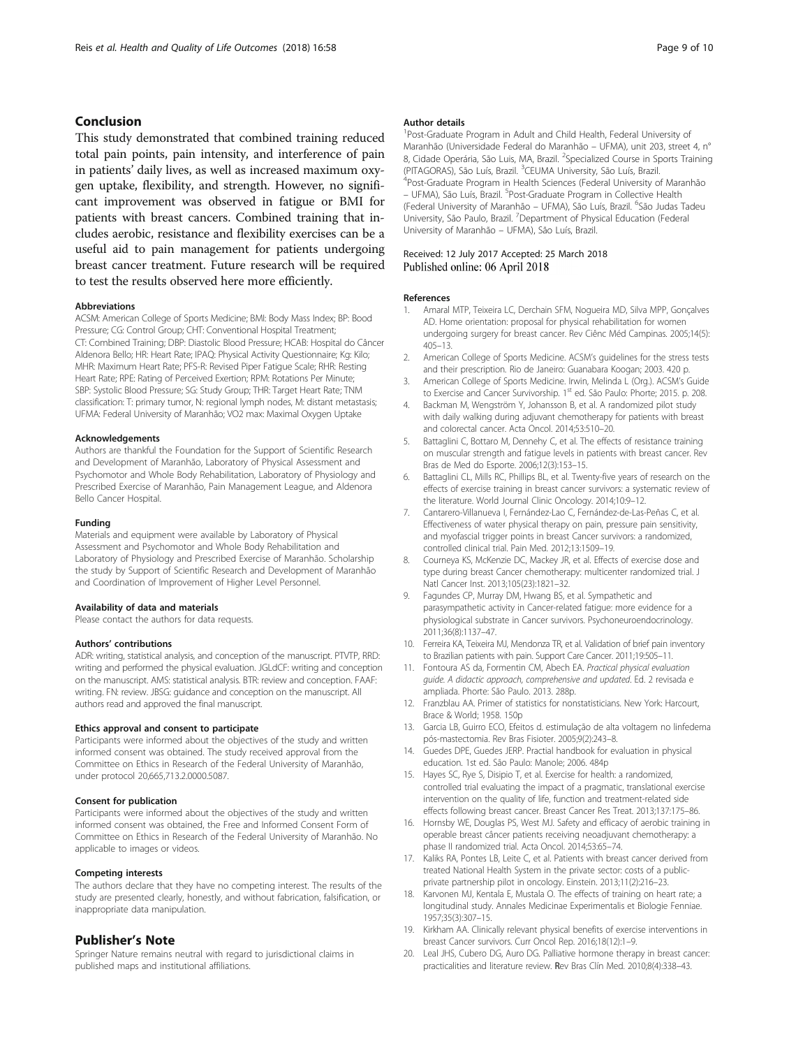## Conclusion

This study demonstrated that combined training reduced total pain points, pain intensity, and interference of pain in patients' daily lives, as well as increased maximum oxygen uptake, flexibility, and strength. However, no significant improvement was observed in fatigue or BMI for patients with breast cancers. Combined training that includes aerobic, resistance and flexibility exercises can be a useful aid to pain management for patients undergoing breast cancer treatment. Future research will be required to test the results observed here more efficiently.

#### Abbreviations

ACSM: American College of Sports Medicine; BMI: Body Mass Index; BP: Bood Pressure; CG: Control Group; CHT: Conventional Hospital Treatment; CT: Combined Training; DBP: Diastolic Blood Pressure; HCAB: Hospital do Câncer Aldenora Bello; HR: Heart Rate; IPAQ: Physical Activity Questionnaire; Kg: Kilo; MHR: Maximum Heart Rate; PFS-R: Revised Piper Fatigue Scale; RHR: Resting Heart Rate; RPE: Rating of Perceived Exertion; RPM: Rotations Per Minute; SBP: Systolic Blood Pressure; SG: Study Group; THR: Target Heart Rate; TNM classification: T: primary tumor, N: regional lymph nodes, M: distant metastasis; UFMA: Federal University of Maranhão; VO2 max: Maximal Oxygen Uptake

#### Acknowledgements

Authors are thankful the Foundation for the Support of Scientific Research and Development of Maranhão, Laboratory of Physical Assessment and Psychomotor and Whole Body Rehabilitation, Laboratory of Physiology and Prescribed Exercise of Maranhão, Pain Management League, and Aldenora Bello Cancer Hospital.

#### Funding

Materials and equipment were available by Laboratory of Physical Assessment and Psychomotor and Whole Body Rehabilitation and Laboratory of Physiology and Prescribed Exercise of Maranhão. Scholarship the study by Support of Scientific Research and Development of Maranhão and Coordination of Improvement of Higher Level Personnel.

#### Availability of data and materials

Please contact the authors for data requests.

#### Authors' contributions

ADR: writing, statistical analysis, and conception of the manuscript. PTVTP, RRD: writing and performed the physical evaluation. JGLdCF: writing and conception on the manuscript. AMS: statistical analysis. BTR: review and conception. FAAF: writing. FN: review. JBSG: guidance and conception on the manuscript. All authors read and approved the final manuscript.

#### Ethics approval and consent to participate

Participants were informed about the objectives of the study and written informed consent was obtained. The study received approval from the Committee on Ethics in Research of the Federal University of Maranhão, under protocol 20,665,713.2.0000.5087.

#### Consent for publication

Participants were informed about the objectives of the study and written informed consent was obtained, the Free and Informed Consent Form of Committee on Ethics in Research of the Federal University of Maranhão. No applicable to images or videos.

#### Competing interests

The authors declare that they have no competing interest. The results of the study are presented clearly, honestly, and without fabrication, falsification, or inappropriate data manipulation.

## Publisher's Note

Springer Nature remains neutral with regard to jurisdictional claims in published maps and institutional affiliations.

#### Author details

[1]Post-Graduate Program in Adult and Child Health, Federal University of Maranhão (Universidade Federal do Maranhão – UFMA), unit 203, street 4, n° 8, Cidade Operária, São Luis, MA, Brazil. [2]Specialized Course in Sports Training (PITAGORAS), São Luís, Brazil. [3]CEUMA University, São Luís, Brazil. [4]Post-Graduate Program in Health Sciences (Federal University of Maranhão – UFMA), São Luís, Brazil. [5]Post-Graduate Program in Collective Health (Federal University of Maranhão – UFMA), São Luís, Brazil. [6]São Judas Tadeu University, São Paulo, Brazil. [7]Department of Physical Education (Federal University of Maranhão – UFMA), São Luís, Brazil.

Received: 12 July 2017 Accepted: 25 March 2018
Published online: 06 April 2018

#### References

1. Amaral MTP, Teixeira LC, Derchain SFM, Nogueira MD, Silva MPP, Gonçalves AD. Home orientation: proposal for physical rehabilitation for women undergoing surgery for breast cancer. Rev Ciênc Méd Campinas. 2005;14(5):405–13.
2. American College of Sports Medicine. ACSM's guidelines for the stress tests and their prescription. Rio de Janeiro: Guanabara Koogan; 2003. 420 p.
3. American College of Sports Medicine. Irwin, Melinda L (Org.). ACSM's Guide to Exercise and Cancer Survivorship. 1st ed. São Paulo: Phorte; 2015. p. 208.
4. Backman M, Wengström Y, Johansson B, et al. A randomized pilot study with daily walking during adjuvant chemotherapy for patients with breast and colorectal cancer. Acta Oncol. 2014;53:510–20.
5. Battaglini C, Bottaro M, Dennehy C, et al. The effects of resistance training on muscular strength and fatigue levels in patients with breast cancer. Rev Bras de Med do Esporte. 2006;12(3):153–15.
6. Battaglini CL, Mills RC, Phillips BL, et al. Twenty-five years of research on the effects of exercise training in breast cancer survivors: a systematic review of the literature. World Journal Clinic Oncology. 2014;10:9–12.
7. Cantarero-Villanueva I, Fernández-Lao C, Fernández-de-Las-Peñas C, et al. Effectiveness of water physical therapy on pain, pressure pain sensitivity, and myofascial trigger points in breast Cancer survivors: a randomized, controlled clinical trial. Pain Med. 2012;13:1509–19.
8. Courneya KS, McKenzie DC, Mackey JR, et al. Effects of exercise dose and type during breast Cancer chemotherapy: multicenter randomized trial. J Natl Cancer Inst. 2013;105(23):1821–32.
9. Fagundes CP, Murray DM, Hwang BS, et al. Sympathetic and parasympathetic activity in Cancer-related fatigue: more evidence for a physiological substrate in Cancer survivors. Psychoneuroendocrinology. 2011;36(8):1137–47.
10. Ferreira KA, Teixeira MJ, Mendonza TR, et al. Validation of brief pain inventory to Brazilian patients with pain. Support Care Cancer. 2011;19:505–11.
11. Fontoura AS da, Formentin CM, Abech EA. *Practical physical evaluation guide. A didactic approach, comprehensive and updated*. Ed. 2 revisada e ampliada. Phorte: São Paulo. 2013. 288p.
12. Franzblau AA. Primer of statistics for nonstatisticians. New York: Harcourt, Brace & World; 1958. 150p
13. Garcia LB, Guirro ECO, Efeitos d. estimulação de alta voltagem no linfedema pós-mastectomia. Rev Bras Fisioter. 2005;9(2):243–8.
14. Guedes DPE, Guedes JERP. Practial handbook for evaluation in physical education. 1st ed. São Paulo: Manole; 2006. 484p
15. Hayes SC, Rye S, Disipio T, et al. Exercise for health: a randomized, controlled trial evaluating the impact of a pragmatic, translational exercise intervention on the quality of life, function and treatment-related side effects following breast cancer. Breast Cancer Res Treat. 2013;137:175–86.
16. Hornsby WE, Douglas PS, West MJ. Safety and efficacy of aerobic training in operable breast câncer patients receiving neoadjuvant chemotherapy: a phase II randomized trial. Acta Oncol. 2014;53:65–74.
17. Kaliks RA, Pontes LB, Leite C, et al. Patients with breast cancer derived from treated National Health System in the private sector: costs of a public-private partnership pilot in oncology. Einstein. 2013;11(2):216–23.
18. Karvonen MJ, Kentala E, Mustala O. The effects of training on heart rate; a longitudinal study. Annales Medicinae Experimentalis et Biologie Fenniae. 1957;35(3):307–15.
19. Kirkham AA. Clinically relevant physical benefits of exercise interventions in breast Cancer survivors. Curr Oncol Rep. 2016;18(12):1–9.
20. Leal JHS, Cubero DG, Auro DG. Palliative hormone therapy in breast cancer: practicalities and literature review. Rev Bras Clín Med. 2010;8(4):338–43.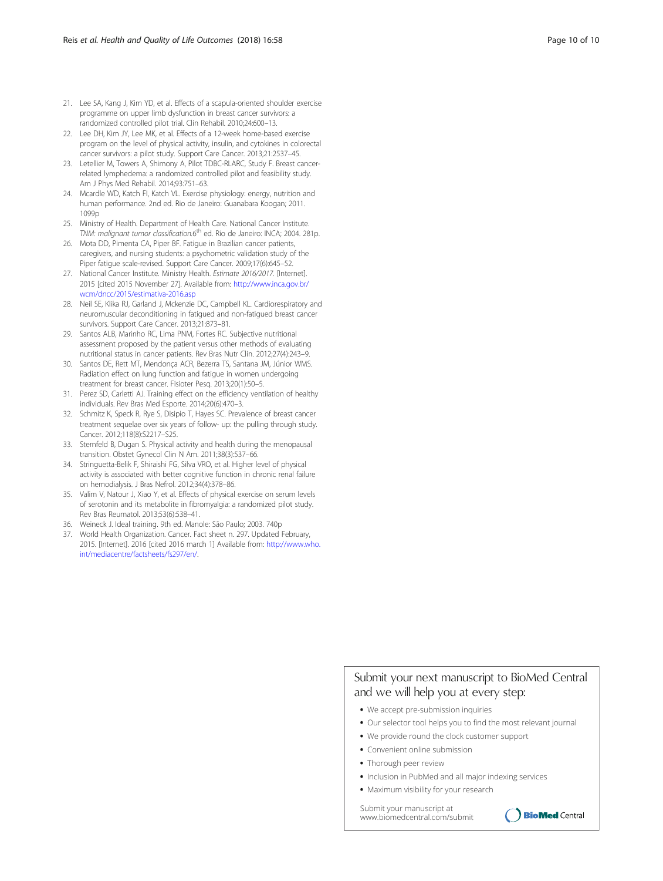21. Lee SA, Kang J, Kim YD, et al. Effects of a scapula-oriented shoulder exercise programme on upper limb dysfunction in breast cancer survivors: a randomized controlled pilot trial. Clin Rehabil. 2010;24:600–13.
22. Lee DH, Kim JY, Lee MK, et al. Effects of a 12-week home-based exercise program on the level of physical activity, insulin, and cytokines in colorectal cancer survivors: a pilot study. Support Care Cancer. 2013;21:2537–45.
23. Letellier M, Towers A, Shimony A, Pilot TDBC-RLARC, Study F. Breast cancer-related lymphedema: a randomized controlled pilot and feasibility study. Am J Phys Med Rehabil. 2014;93:751–63.
24. Mcardle WD, Katch FI, Katch VL. Exercise physiology: energy, nutrition and human performance. 2nd ed. Rio de Janeiro: Guanabara Koogan; 2011. 1099p
25. Ministry of Health. Department of Health Care. National Cancer Institute. *TNM: malignant tumor classification*.6th ed. Rio de Janeiro: INCA; 2004. 281p.
26. Mota DD, Pimenta CA, Piper BF. Fatigue in Brazilian cancer patients, caregivers, and nursing students: a psychometric validation study of the Piper fatigue scale-revised. Support Care Cancer. 2009;17(6):645–52.
27. National Cancer Institute. Ministry Health. *Estimate 2016/2017*. [Internet]. 2015 [cited 2015 November 27]. Available from: http://www.inca.gov.br/wcm/dncc/2015/estimativa-2016.asp
28. Neil SE, Klika RJ, Garland J, Mckenzie DC, Campbell KL. Cardiorespiratory and neuromuscular deconditioning in fatigued and non-fatigued breast cancer survivors. Support Care Cancer. 2013;21:873–81.
29. Santos ALB, Marinho RC, Lima PNM, Fortes RC. Subjective nutritional assessment proposed by the patient versus other methods of evaluating nutritional status in cancer patients. Rev Bras Nutr Clin. 2012;27(4):243–9.
30. Santos DE, Rett MT, Mendonça ACR, Bezerra TS, Santana JM, Júnior WMS. Radiation effect on lung function and fatigue in women undergoing treatment for breast cancer. Fisioter Pesq. 2013;20(1):50–5.
31. Perez SD, Carletti AJ. Training effect on the efficiency ventilation of healthy individuals. Rev Bras Med Esporte. 2014;20(6):470–3.
32. Schmitz K, Speck R, Rye S, Disipio T, Hayes SC. Prevalence of breast cancer treatment sequelae over six years of follow- up: the pulling through study. Cancer. 2012;118(8):S2217–S25.
33. Sternfeld B, Dugan S. Physical activity and health during the menopausal transition. Obstet Gynecol Clin N Am. 2011;38(3):537–66.
34. Stringuetta-Belik F, Shiraishi FG, Silva VRO, et al. Higher level of physical activity is associated with better cognitive function in chronic renal failure on hemodialysis. J Bras Nefrol. 2012;34(4):378–86.
35. Valim V, Natour J, Xiao Y, et al. Effects of physical exercise on serum levels of serotonin and its metabolite in fibromyalgia: a randomized pilot study. Rev Bras Reumatol. 2013;53(6):538–41.
36. Weineck J. Ideal training. 9th ed. Manole: São Paulo; 2003. 740p
37. World Health Organization. Cancer. Fact sheet n. 297. Updated February, 2015. [Internet]. 2016 [cited 2016 march 1] Available from: http://www.who.int/mediacentre/factsheets/fs297/en/.

Submit your next manuscript to BioMed Central and we will help you at every step:

- We accept pre-submission inquiries
- Our selector tool helps you to find the most relevant journal
- We provide round the clock customer support
- Convenient online submission
- Thorough peer review
- Inclusion in PubMed and all major indexing services
- Maximum visibility for your research

Submit your manuscript at www.biomedcentral.com/submit

BioMed Central